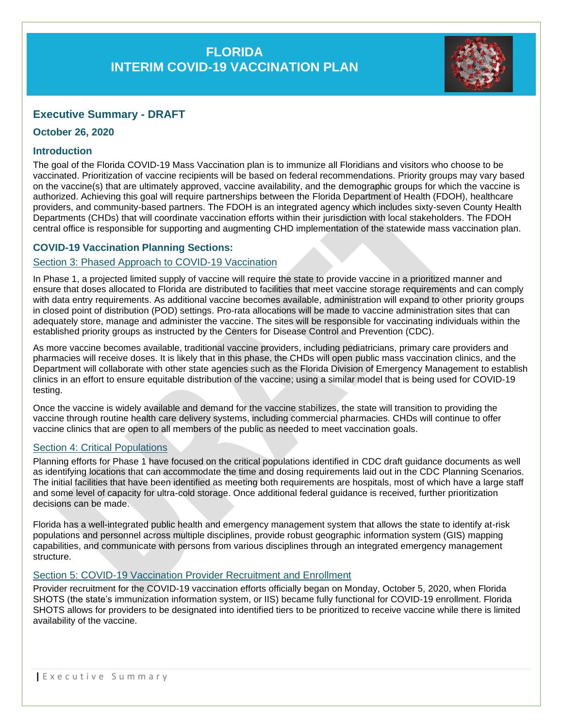# FLORIDA
# INTERIM COVID-19 VACCINATION PLAN

## Executive Summary - DRAFT

### October 26, 2020

### Introduction

The goal of the Florida COVID-19 Mass Vaccination plan is to immunize all Floridians and visitors who choose to be vaccinated. Prioritization of vaccine recipients will be based on federal recommendations. Priority groups may vary based on the vaccine(s) that are ultimately approved, vaccine availability, and the demographic groups for which the vaccine is authorized. Achieving this goal will require partnerships between the Florida Department of Health (FDOH), healthcare providers, and community-based partners. The FDOH is an integrated agency which includes sixty-seven County Health Departments (CHDs) that will coordinate vaccination efforts within their jurisdiction with local stakeholders. The FDOH central office is responsible for supporting and augmenting CHD implementation of the statewide mass vaccination plan.

### COVID-19 Vaccination Planning Sections:

#### Section 3: Phased Approach to COVID-19 Vaccination

In Phase 1, a projected limited supply of vaccine will require the state to provide vaccine in a prioritized manner and ensure that doses allocated to Florida are distributed to facilities that meet vaccine storage requirements and can comply with data entry requirements. As additional vaccine becomes available, administration will expand to other priority groups in closed point of distribution (POD) settings. Pro-rata allocations will be made to vaccine administration sites that can adequately store, manage and administer the vaccine. The sites will be responsible for vaccinating individuals within the established priority groups as instructed by the Centers for Disease Control and Prevention (CDC).

As more vaccine becomes available, traditional vaccine providers, including pediatricians, primary care providers and pharmacies will receive doses. It is likely that in this phase, the CHDs will open public mass vaccination clinics, and the Department will collaborate with other state agencies such as the Florida Division of Emergency Management to establish clinics in an effort to ensure equitable distribution of the vaccine; using a similar model that is being used for COVID-19 testing.

Once the vaccine is widely available and demand for the vaccine stabilizes, the state will transition to providing the vaccine through routine health care delivery systems, including commercial pharmacies. CHDs will continue to offer vaccine clinics that are open to all members of the public as needed to meet vaccination goals.

#### Section 4: Critical Populations

Planning efforts for Phase 1 have focused on the critical populations identified in CDC draft guidance documents as well as identifying locations that can accommodate the time and dosing requirements laid out in the CDC Planning Scenarios. The initial facilities that have been identified as meeting both requirements are hospitals, most of which have a large staff and some level of capacity for ultra-cold storage. Once additional federal guidance is received, further prioritization decisions can be made.

Florida has a well-integrated public health and emergency management system that allows the state to identify at-risk populations and personnel across multiple disciplines, provide robust geographic information system (GIS) mapping capabilities, and communicate with persons from various disciplines through an integrated emergency management structure.

#### Section 5: COVID-19 Vaccination Provider Recruitment and Enrollment

Provider recruitment for the COVID-19 vaccination efforts officially began on Monday, October 5, 2020, when Florida SHOTS (the state's immunization information system, or IIS) became fully functional for COVID-19 enrollment. Florida SHOTS allows for providers to be designated into identified tiers to be prioritized to receive vaccine while there is limited availability of the vaccine.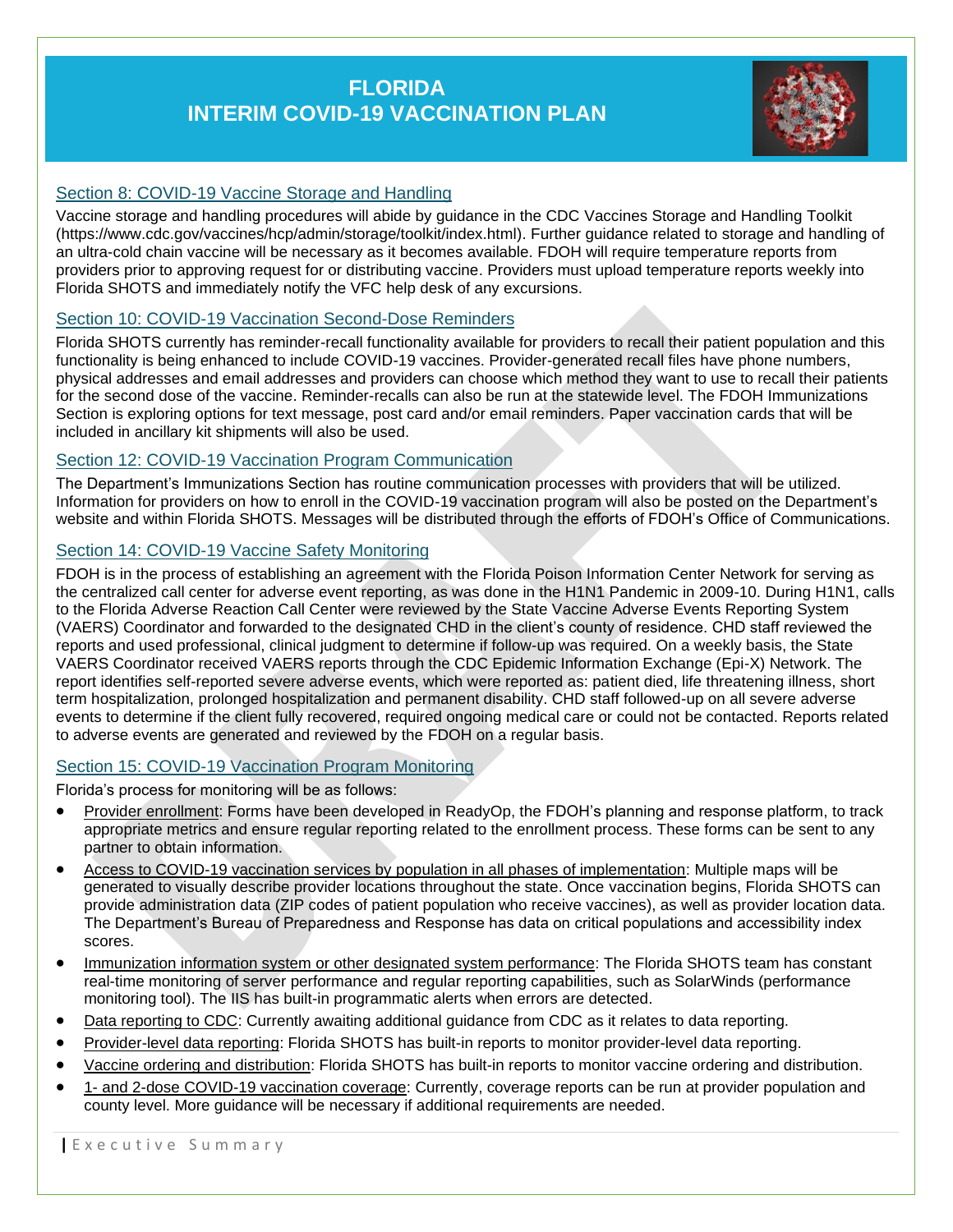# FLORIDA
# INTERIM COVID-19 VACCINATION PLAN

## Section 8: COVID-19 Vaccine Storage and Handling

Vaccine storage and handling procedures will abide by guidance in the CDC Vaccines Storage and Handling Toolkit (https://www.cdc.gov/vaccines/hcp/admin/storage/toolkit/index.html). Further guidance related to storage and handling of an ultra-cold chain vaccine will be necessary as it becomes available. FDOH will require temperature reports from providers prior to approving request for or distributing vaccine. Providers must upload temperature reports weekly into Florida SHOTS and immediately notify the VFC help desk of any excursions.

## Section 10: COVID-19 Vaccination Second-Dose Reminders

Florida SHOTS currently has reminder-recall functionality available for providers to recall their patient population and this functionality is being enhanced to include COVID-19 vaccines. Provider-generated recall files have phone numbers, physical addresses and email addresses and providers can choose which method they want to use to recall their patients for the second dose of the vaccine. Reminder-recalls can also be run at the statewide level. The FDOH Immunizations Section is exploring options for text message, post card and/or email reminders. Paper vaccination cards that will be included in ancillary kit shipments will also be used.

## Section 12: COVID-19 Vaccination Program Communication

The Department's Immunizations Section has routine communication processes with providers that will be utilized. Information for providers on how to enroll in the COVID-19 vaccination program will also be posted on the Department's website and within Florida SHOTS. Messages will be distributed through the efforts of FDOH's Office of Communications.

## Section 14: COVID-19 Vaccine Safety Monitoring

FDOH is in the process of establishing an agreement with the Florida Poison Information Center Network for serving as the centralized call center for adverse event reporting, as was done in the H1N1 Pandemic in 2009-10. During H1N1, calls to the Florida Adverse Reaction Call Center were reviewed by the State Vaccine Adverse Events Reporting System (VAERS) Coordinator and forwarded to the designated CHD in the client's county of residence. CHD staff reviewed the reports and used professional, clinical judgment to determine if follow-up was required. On a weekly basis, the State VAERS Coordinator received VAERS reports through the CDC Epidemic Information Exchange (Epi-X) Network. The report identifies self-reported severe adverse events, which were reported as: patient died, life threatening illness, short term hospitalization, prolonged hospitalization and permanent disability. CHD staff followed-up on all severe adverse events to determine if the client fully recovered, required ongoing medical care or could not be contacted. Reports related to adverse events are generated and reviewed by the FDOH on a regular basis.

## Section 15: COVID-19 Vaccination Program Monitoring

Florida's process for monitoring will be as follows:

- Provider enrollment: Forms have been developed in ReadyOp, the FDOH's planning and response platform, to track appropriate metrics and ensure regular reporting related to the enrollment process. These forms can be sent to any partner to obtain information.
- Access to COVID-19 vaccination services by population in all phases of implementation: Multiple maps will be generated to visually describe provider locations throughout the state. Once vaccination begins, Florida SHOTS can provide administration data (ZIP codes of patient population who receive vaccines), as well as provider location data. The Department's Bureau of Preparedness and Response has data on critical populations and accessibility index scores.
- Immunization information system or other designated system performance: The Florida SHOTS team has constant real-time monitoring of server performance and regular reporting capabilities, such as SolarWinds (performance monitoring tool). The IIS has built-in programmatic alerts when errors are detected.
- Data reporting to CDC: Currently awaiting additional guidance from CDC as it relates to data reporting.
- Provider-level data reporting: Florida SHOTS has built-in reports to monitor provider-level data reporting.
- Vaccine ordering and distribution: Florida SHOTS has built-in reports to monitor vaccine ordering and distribution.
- 1- and 2-dose COVID-19 vaccination coverage: Currently, coverage reports can be run at provider population and county level. More guidance will be necessary if additional requirements are needed.